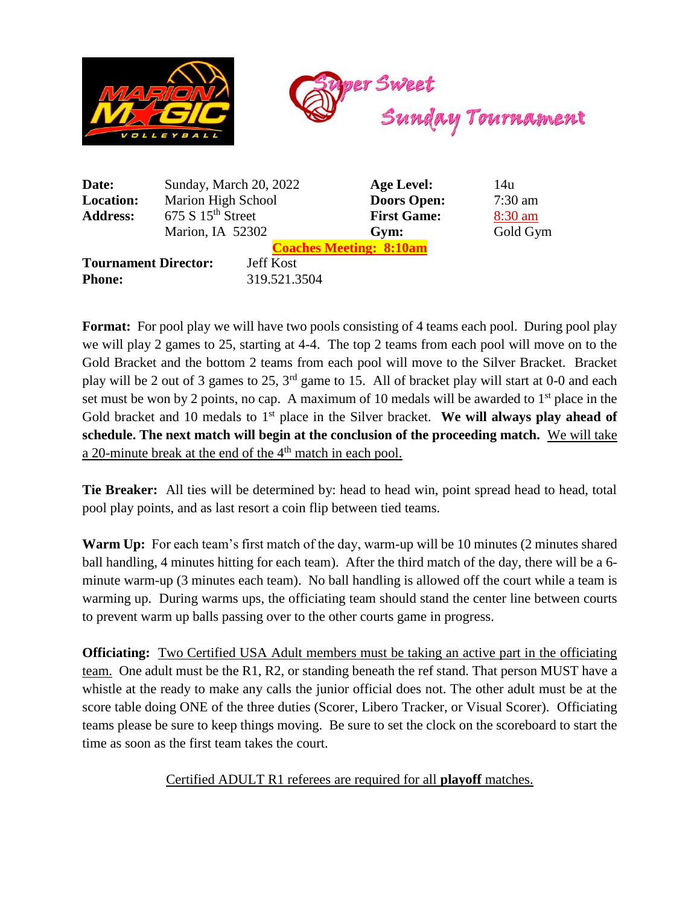# Super Sweet Sunday Tournament

| | | | |
|---|---|---|---|
| **Date:** | Sunday, March 20, 2022 | **Age Level:** | 14u |
| **Location:** | Marion High School | **Doors Open:** | 7:30 am |
| **Address:** | 675 S 15th Street | **First Game:** | 8:30 am |
| | Marion, IA 52302 | **Gym:** | Gold Gym |

**Coaches Meeting: 8:10am**

**Tournament Director:** Jeff Kost
**Phone:** 319.521.3504

**Format:** For pool play we will have two pools consisting of 4 teams each pool. During pool play we will play 2 games to 25, starting at 4-4. The top 2 teams from each pool will move on to the Gold Bracket and the bottom 2 teams from each pool will move to the Silver Bracket. Bracket play will be 2 out of 3 games to 25, 3rd game to 15. All of bracket play will start at 0-0 and each set must be won by 2 points, no cap. A maximum of 10 medals will be awarded to 1st place in the Gold bracket and 10 medals to 1st place in the Silver bracket. **We will always play ahead of schedule. The next match will begin at the conclusion of the proceeding match.** We will take a 20-minute break at the end of the 4th match in each pool.

**Tie Breaker:** All ties will be determined by: head to head win, point spread head to head, total pool play points, and as last resort a coin flip between tied teams.

**Warm Up:** For each team's first match of the day, warm-up will be 10 minutes (2 minutes shared ball handling, 4 minutes hitting for each team). After the third match of the day, there will be a 6-minute warm-up (3 minutes each team). No ball handling is allowed off the court while a team is warming up. During warms ups, the officiating team should stand the center line between courts to prevent warm up balls passing over to the other courts game in progress.

**Officiating:** Two Certified USA Adult members must be taking an active part in the officiating team. One adult must be the R1, R2, or standing beneath the ref stand. That person MUST have a whistle at the ready to make any calls the junior official does not. The other adult must be at the score table doing ONE of the three duties (Scorer, Libero Tracker, or Visual Scorer). Officiating teams please be sure to keep things moving. Be sure to set the clock on the scoreboard to start the time as soon as the first team takes the court.

Certified ADULT R1 referees are required for all **playoff** matches.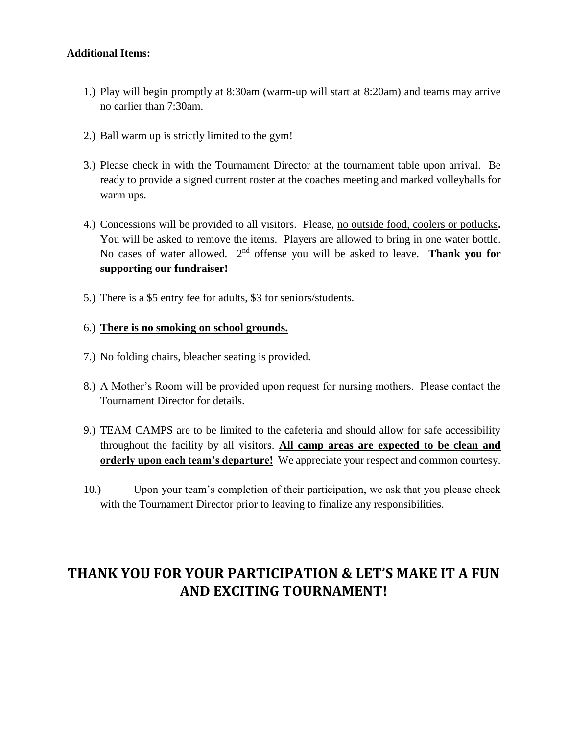**Additional Items:**

1.) Play will begin promptly at 8:30am (warm-up will start at 8:20am) and teams may arrive no earlier than 7:30am.

2.) Ball warm up is strictly limited to the gym!

3.) Please check in with the Tournament Director at the tournament table upon arrival. Be ready to provide a signed current roster at the coaches meeting and marked volleyballs for warm ups.

4.) Concessions will be provided to all visitors. Please, <u>no outside food, coolers or potlucks</u>**.** You will be asked to remove the items. Players are allowed to bring in one water bottle. No cases of water allowed. 2nd offense you will be asked to leave. **Thank you for supporting our fundraiser!**

5.) There is a $5 entry fee for adults, $3 for seniors/students.

6.) **<u>There is no smoking on school grounds.</u>**

7.) No folding chairs, bleacher seating is provided.

8.) A Mother's Room will be provided upon request for nursing mothers. Please contact the Tournament Director for details.

9.) TEAM CAMPS are to be limited to the cafeteria and should allow for safe accessibility throughout the facility by all visitors. **<u>All camp areas are expected to be clean and orderly upon each team's departure!</u>** We appreciate your respect and common courtesy.

10.) Upon your team's completion of their participation, we ask that you please check with the Tournament Director prior to leaving to finalize any responsibilities.

## THANK YOU FOR YOUR PARTICIPATION & LET'S MAKE IT A FUN AND EXCITING TOURNAMENT!